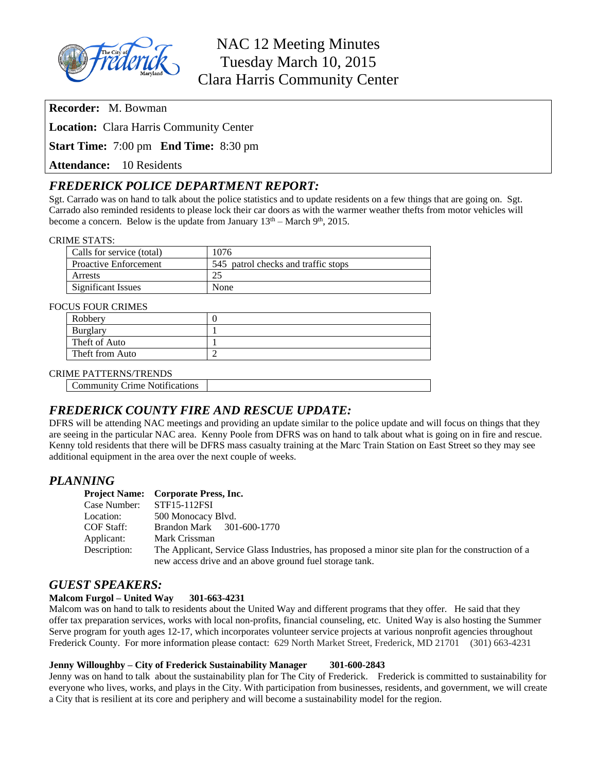# NAC 12 Meeting Minutes
## Tuesday March 10, 2015
## Clara Harris Community Center

**Recorder:** M. Bowman

**Location:** Clara Harris Community Center

**Start Time:** 7:00 pm **End Time:** 8:30 pm

**Attendance:** 10 Residents

## *FREDERICK POLICE DEPARTMENT REPORT:*

Sgt. Carrado was on hand to talk about the police statistics and to update residents on a few things that are going on. Sgt. Carrado also reminded residents to please lock their car doors as with the warmer weather thefts from motor vehicles will become a concern. Below is the update from January 13th – March 9th, 2015.

CRIME STATS:

| | |
|---|---|
| Calls for service (total) | 1076 |
| Proactive Enforcement | 545 patrol checks and traffic stops |
| Arrests | 25 |
| Significant Issues | None |

FOCUS FOUR CRIMES

| | |
|---|---|
| Robbery | 0 |
| Burglary | 1 |
| Theft of Auto | 1 |
| Theft from Auto | 2 |

CRIME PATTERNS/TRENDS

| | |
|---|---|
| Community Crime Notifications | |

## *FREDERICK COUNTY FIRE AND RESCUE UPDATE:*

DFRS will be attending NAC meetings and providing an update similar to the police update and will focus on things that they are seeing in the particular NAC area. Kenny Poole from DFRS was on hand to talk about what is going on in fire and rescue. Kenny told residents that there will be DFRS mass casualty training at the Marc Train Station on East Street so they may see additional equipment in the area over the next couple of weeks.

## *PLANNING*

**Project Name:** **Corporate Press, Inc.**
Case Number: STF15-112FSI
Location: 500 Monocacy Blvd.
COF Staff: Brandon Mark 301-600-1770
Applicant: Mark Crissman
Description: The Applicant, Service Glass Industries, has proposed a minor site plan for the construction of a new access drive and an above ground fuel storage tank.

## *GUEST SPEAKERS:*

**Malcom Furgol – United Way 301-663-4231**

Malcom was on hand to talk to residents about the United Way and different programs that they offer. He said that they offer tax preparation services, works with local non-profits, financial counseling, etc. United Way is also hosting the Summer Serve program for youth ages 12-17, which incorporates volunteer service projects at various nonprofit agencies throughout Frederick County. For more information please contact: 629 North Market Street, Frederick, MD 21701 (301) 663-4231

**Jenny Willoughby – City of Frederick Sustainability Manager 301-600-2843**

Jenny was on hand to talk about the sustainability plan for The City of Frederick. Frederick is committed to sustainability for everyone who lives, works, and plays in the City. With participation from businesses, residents, and government, we will create a City that is resilient at its core and periphery and will become a sustainability model for the region.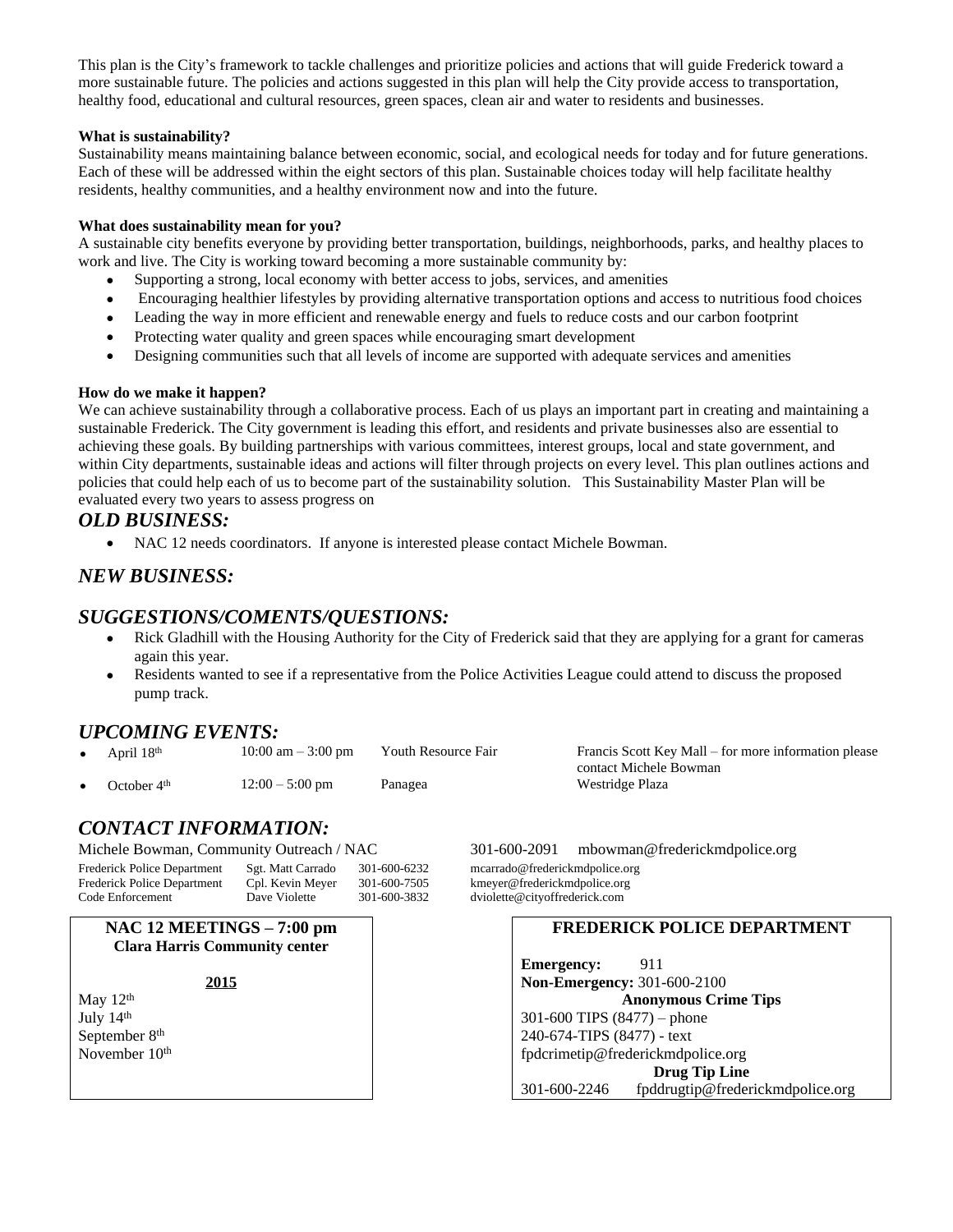This plan is the City's framework to tackle challenges and prioritize policies and actions that will guide Frederick toward a more sustainable future. The policies and actions suggested in this plan will help the City provide access to transportation, healthy food, educational and cultural resources, green spaces, clean air and water to residents and businesses.

**What is sustainability?**

Sustainability means maintaining balance between economic, social, and ecological needs for today and for future generations. Each of these will be addressed within the eight sectors of this plan. Sustainable choices today will help facilitate healthy residents, healthy communities, and a healthy environment now and into the future.

**What does sustainability mean for you?**

A sustainable city benefits everyone by providing better transportation, buildings, neighborhoods, parks, and healthy places to work and live. The City is working toward becoming a more sustainable community by:

- Supporting a strong, local economy with better access to jobs, services, and amenities
- Encouraging healthier lifestyles by providing alternative transportation options and access to nutritious food choices
- Leading the way in more efficient and renewable energy and fuels to reduce costs and our carbon footprint
- Protecting water quality and green spaces while encouraging smart development
- Designing communities such that all levels of income are supported with adequate services and amenities

**How do we make it happen?**

We can achieve sustainability through a collaborative process. Each of us plays an important part in creating and maintaining a sustainable Frederick. The City government is leading this effort, and residents and private businesses also are essential to achieving these goals. By building partnerships with various committees, interest groups, local and state government, and within City departments, sustainable ideas and actions will filter through projects on every level. This plan outlines actions and policies that could help each of us to become part of the sustainability solution. This Sustainability Master Plan will be evaluated every two years to assess progress on

## *OLD BUSINESS:*

- NAC 12 needs coordinators. If anyone is interested please contact Michele Bowman.

## *NEW BUSINESS:*

## *SUGGESTIONS/COMENTS/QUESTIONS:*

- Rick Gladhill with the Housing Authority for the City of Frederick said that they are applying for a grant for cameras again this year.
- Residents wanted to see if a representative from the Police Activities League could attend to discuss the proposed pump track.

## *UPCOMING EVENTS:*

| | | | |
|---|---|---|---|
| April 18th | 10:00 am – 3:00 pm | Youth Resource Fair | Francis Scott Key Mall – for more information please contact Michele Bowman |
| October 4th | 12:00 – 5:00 pm | Panagea | Westridge Plaza |

## *CONTACT INFORMATION:*

Michele Bowman, Community Outreach / NAC 301-600-2091 mbowman@frederickmdpolice.org

| | | | |
|---|---|---|---|
| Frederick Police Department | Sgt. Matt Carrado | 301-600-6232 | mcarrado@frederickmdpolice.org |
| Frederick Police Department | Cpl. Kevin Meyer | 301-600-7505 | kmeyer@frederickmdpolice.org |
| Code Enforcement | Dave Violette | 301-600-3832 | dviolette@cityoffrederick.com |

**NAC 12 MEETINGS – 7:00 pm**
**Clara Harris Community center**

**2015**

May 12th
July 14th
September 8th
November 10th

**FREDERICK POLICE DEPARTMENT**

**Emergency:** 911
**Non-Emergency:** 301-600-2100

**Anonymous Crime Tips**

301-600 TIPS (8477) – phone
240-674-TIPS (8477) - text
fpdcrimetip@frederickmdpolice.org

**Drug Tip Line**

301-600-2246 fpddrugtip@frederickmdpolice.org